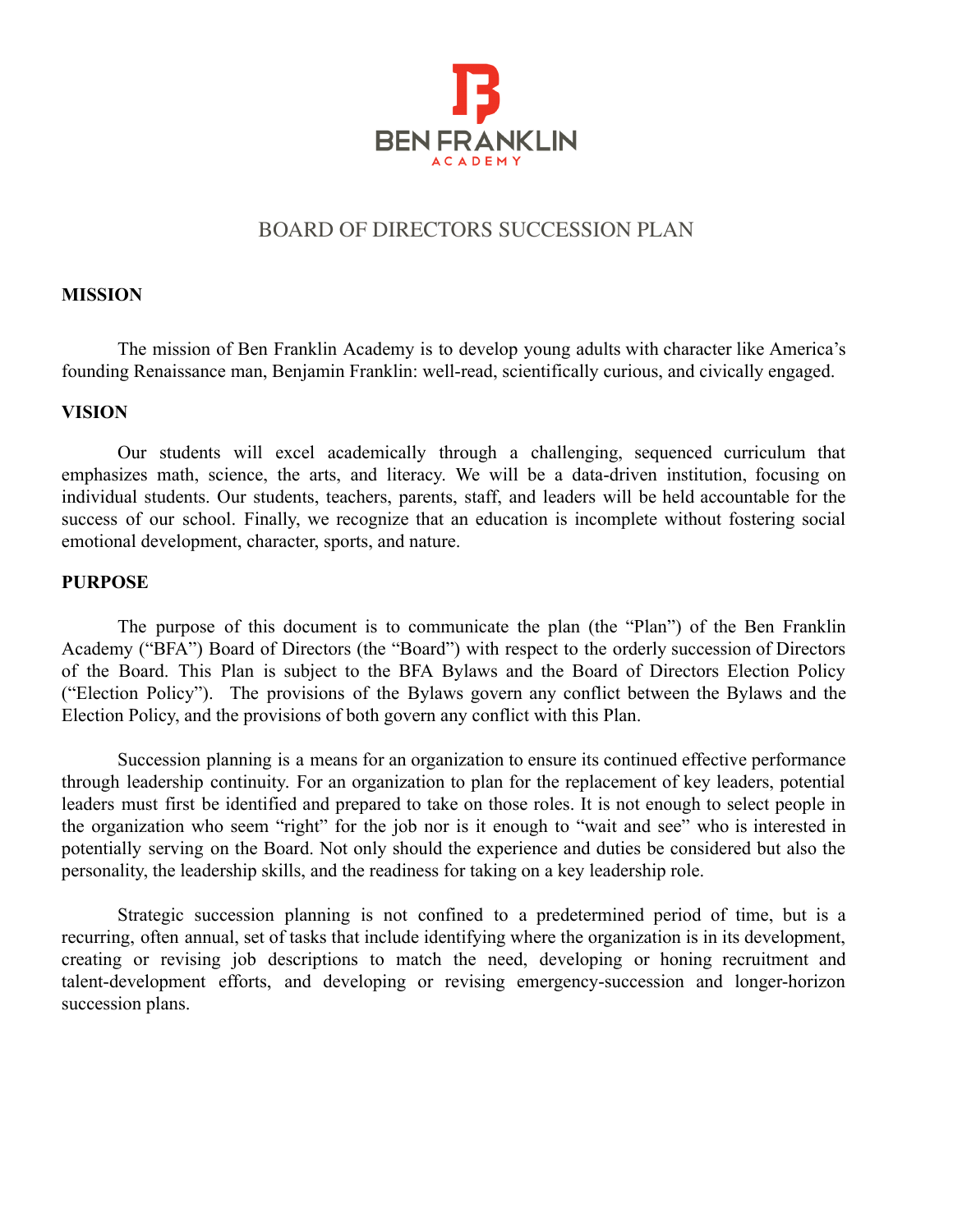BEN FRANKLIN ACADEMY

# BOARD OF DIRECTORS SUCCESSION PLAN

## MISSION

The mission of Ben Franklin Academy is to develop young adults with character like America's founding Renaissance man, Benjamin Franklin: well-read, scientifically curious, and civically engaged.

## VISION

Our students will excel academically through a challenging, sequenced curriculum that emphasizes math, science, the arts, and literacy. We will be a data-driven institution, focusing on individual students. Our students, teachers, parents, staff, and leaders will be held accountable for the success of our school. Finally, we recognize that an education is incomplete without fostering social emotional development, character, sports, and nature.

## PURPOSE

The purpose of this document is to communicate the plan (the "Plan") of the Ben Franklin Academy ("BFA") Board of Directors (the "Board") with respect to the orderly succession of Directors of the Board. This Plan is subject to the BFA Bylaws and the Board of Directors Election Policy ("Election Policy"). The provisions of the Bylaws govern any conflict between the Bylaws and the Election Policy, and the provisions of both govern any conflict with this Plan.

Succession planning is a means for an organization to ensure its continued effective performance through leadership continuity. For an organization to plan for the replacement of key leaders, potential leaders must first be identified and prepared to take on those roles. It is not enough to select people in the organization who seem "right" for the job nor is it enough to "wait and see" who is interested in potentially serving on the Board. Not only should the experience and duties be considered but also the personality, the leadership skills, and the readiness for taking on a key leadership role.

Strategic succession planning is not confined to a predetermined period of time, but is a recurring, often annual, set of tasks that include identifying where the organization is in its development, creating or revising job descriptions to match the need, developing or honing recruitment and talent-development efforts, and developing or revising emergency-succession and longer-horizon succession plans.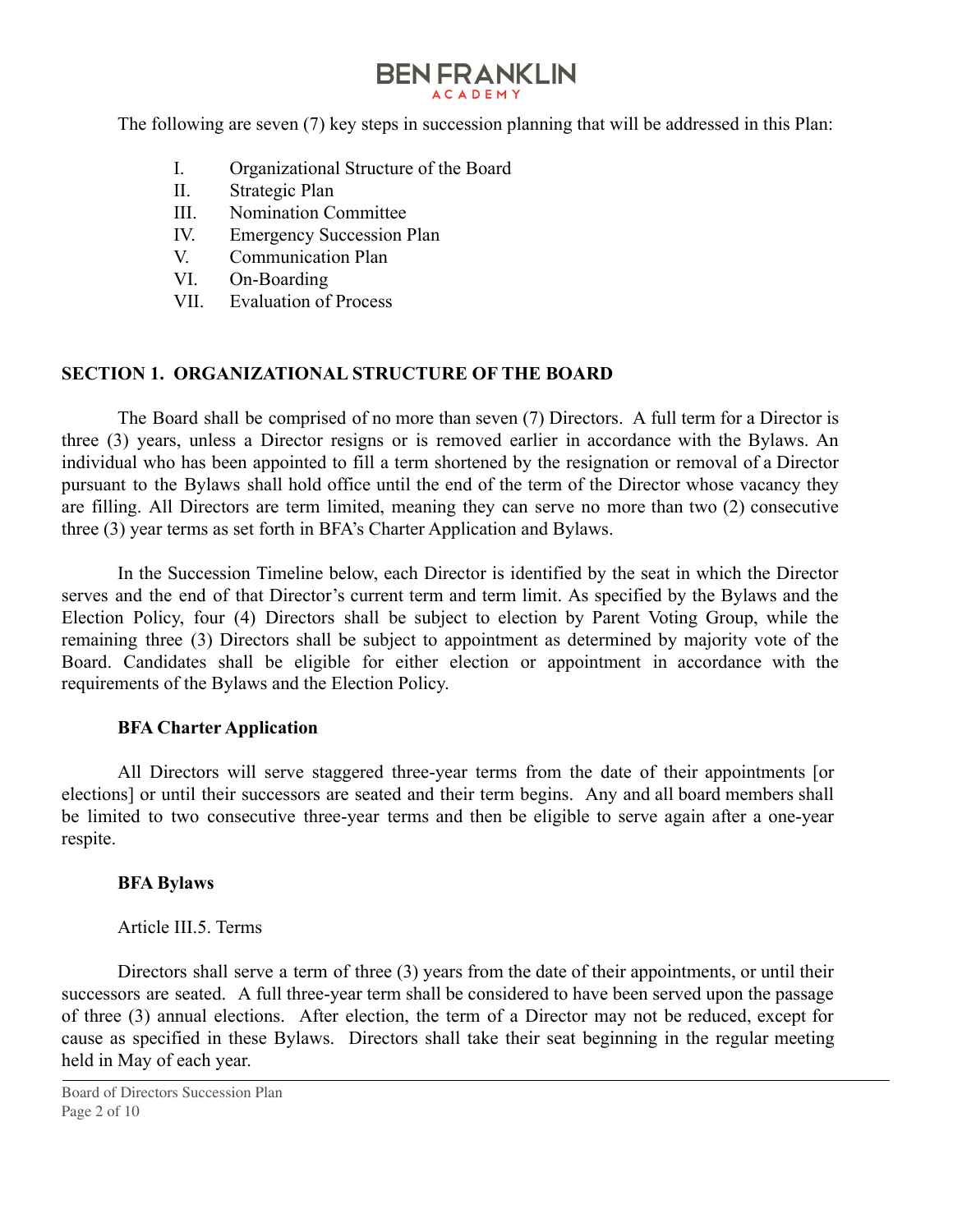The following are seven (7) key steps in succession planning that will be addressed in this Plan:

I. Organizational Structure of the Board
II. Strategic Plan
III. Nomination Committee
IV. Emergency Succession Plan
V. Communication Plan
VI. On-Boarding
VII. Evaluation of Process

## SECTION 1. ORGANIZATIONAL STRUCTURE OF THE BOARD

The Board shall be comprised of no more than seven (7) Directors. A full term for a Director is three (3) years, unless a Director resigns or is removed earlier in accordance with the Bylaws. An individual who has been appointed to fill a term shortened by the resignation or removal of a Director pursuant to the Bylaws shall hold office until the end of the term of the Director whose vacancy they are filling. All Directors are term limited, meaning they can serve no more than two (2) consecutive three (3) year terms as set forth in BFA's Charter Application and Bylaws.

In the Succession Timeline below, each Director is identified by the seat in which the Director serves and the end of that Director's current term and term limit. As specified by the Bylaws and the Election Policy, four (4) Directors shall be subject to election by Parent Voting Group, while the remaining three (3) Directors shall be subject to appointment as determined by majority vote of the Board. Candidates shall be eligible for either election or appointment in accordance with the requirements of the Bylaws and the Election Policy.

### BFA Charter Application

All Directors will serve staggered three-year terms from the date of their appointments [or elections] or until their successors are seated and their term begins. Any and all board members shall be limited to two consecutive three-year terms and then be eligible to serve again after a one-year respite.

### BFA Bylaws

Article III.5. Terms

Directors shall serve a term of three (3) years from the date of their appointments, or until their successors are seated. A full three-year term shall be considered to have been served upon the passage of three (3) annual elections. After election, the term of a Director may not be reduced, except for cause as specified in these Bylaws. Directors shall take their seat beginning in the regular meeting held in May of each year.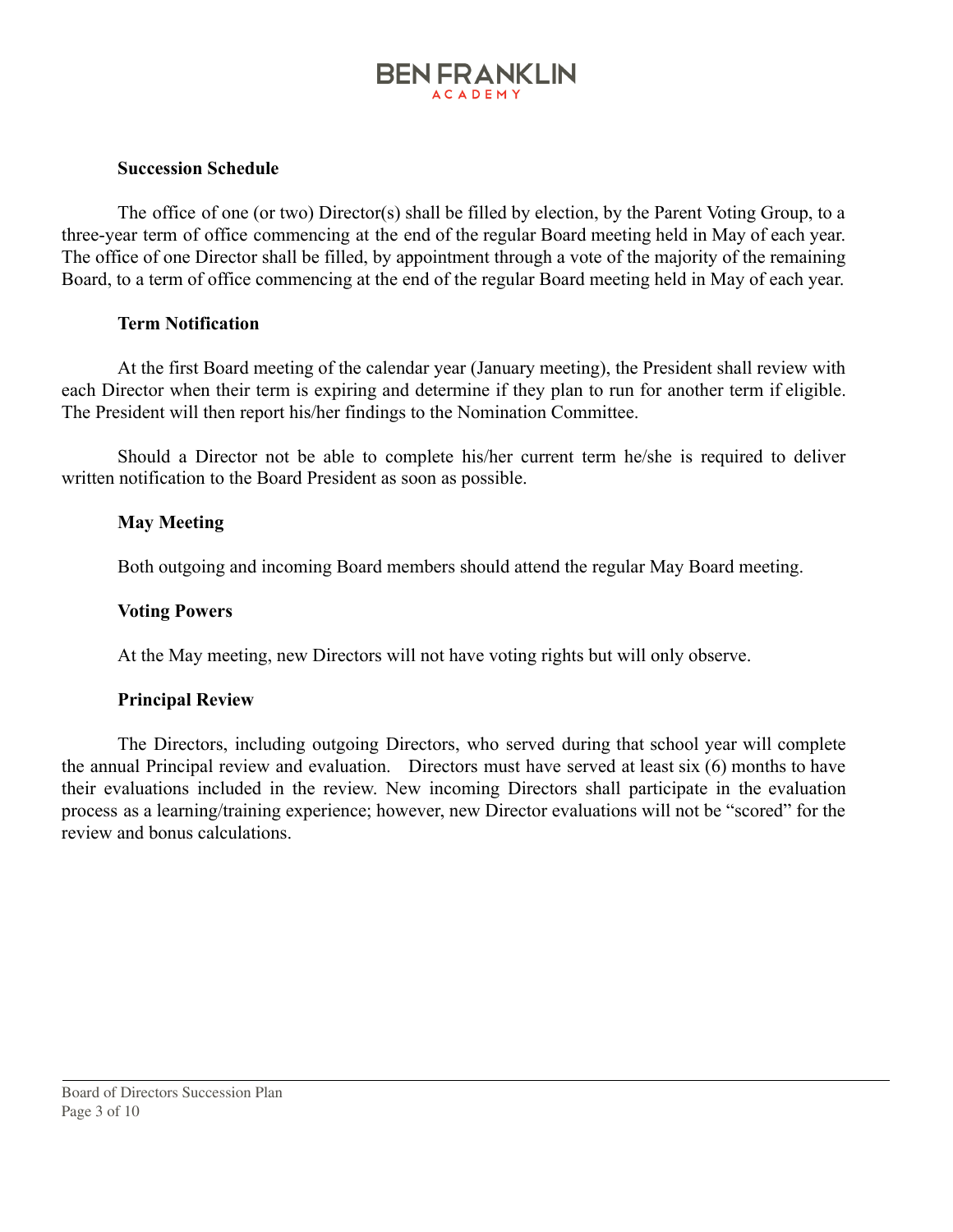### Succession Schedule

The office of one (or two) Director(s) shall be filled by election, by the Parent Voting Group, to a three-year term of office commencing at the end of the regular Board meeting held in May of each year. The office of one Director shall be filled, by appointment through a vote of the majority of the remaining Board, to a term of office commencing at the end of the regular Board meeting held in May of each year.

### Term Notification

At the first Board meeting of the calendar year (January meeting), the President shall review with each Director when their term is expiring and determine if they plan to run for another term if eligible. The President will then report his/her findings to the Nomination Committee.

Should a Director not be able to complete his/her current term he/she is required to deliver written notification to the Board President as soon as possible.

### May Meeting

Both outgoing and incoming Board members should attend the regular May Board meeting.

### Voting Powers

At the May meeting, new Directors will not have voting rights but will only observe.

### Principal Review

The Directors, including outgoing Directors, who served during that school year will complete the annual Principal review and evaluation. Directors must have served at least six (6) months to have their evaluations included in the review. New incoming Directors shall participate in the evaluation process as a learning/training experience; however, new Director evaluations will not be "scored" for the review and bonus calculations.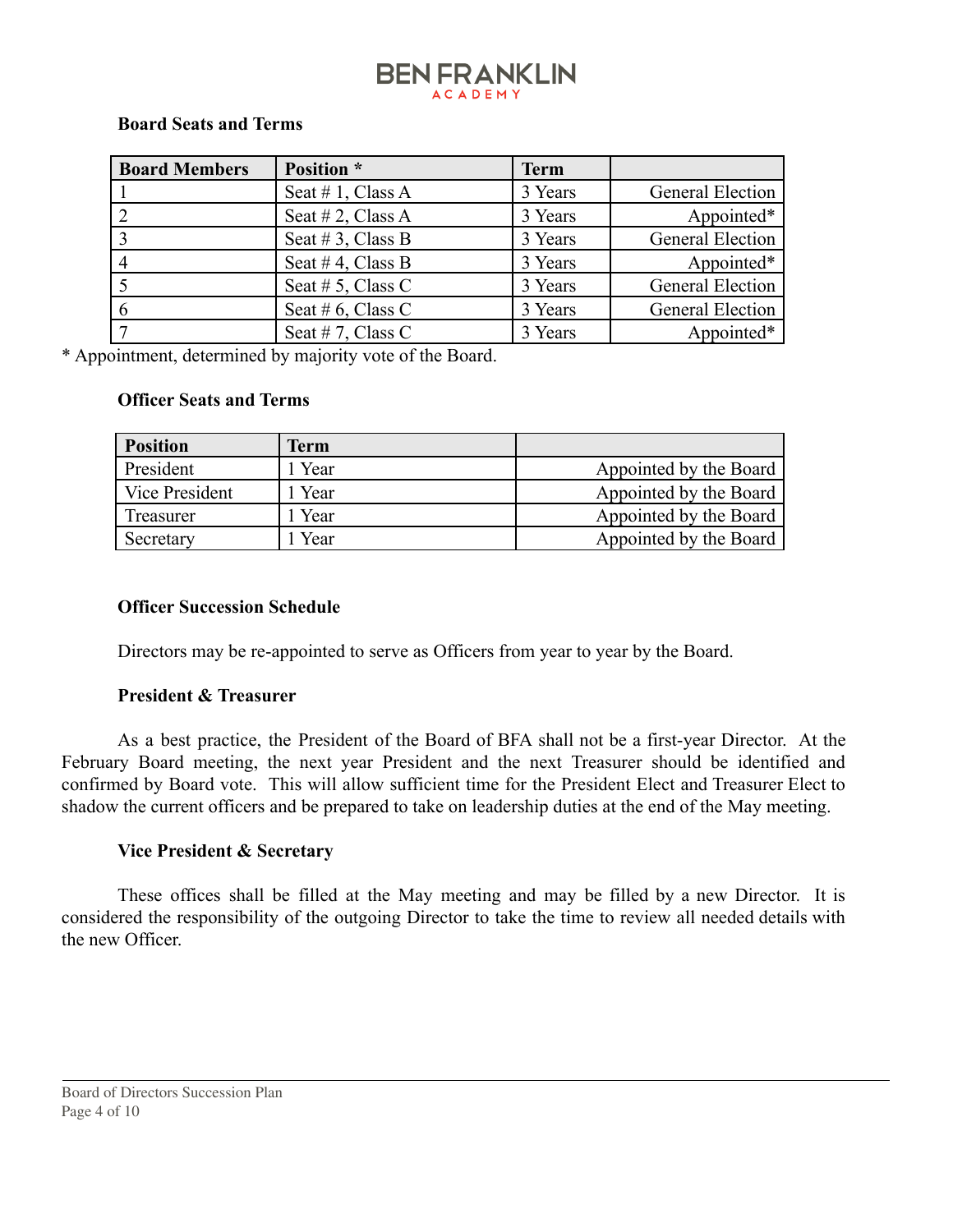### Board Seats and Terms

| Board Members | Position * | Term | |
|---|---|---|---|
| 1 | Seat # 1, Class A | 3 Years | General Election |
| 2 | Seat # 2, Class A | 3 Years | Appointed* |
| 3 | Seat # 3, Class B | 3 Years | General Election |
| 4 | Seat # 4, Class B | 3 Years | Appointed* |
| 5 | Seat # 5, Class C | 3 Years | General Election |
| 6 | Seat # 6, Class C | 3 Years | General Election |
| 7 | Seat # 7, Class C | 3 Years | Appointed* |

* Appointment, determined by majority vote of the Board.

### Officer Seats and Terms

| Position | Term | |
|---|---|---|
| President | 1 Year | Appointed by the Board |
| Vice President | 1 Year | Appointed by the Board |
| Treasurer | 1 Year | Appointed by the Board |
| Secretary | 1 Year | Appointed by the Board |

### Officer Succession Schedule

Directors may be re-appointed to serve as Officers from year to year by the Board.

### President & Treasurer

As a best practice, the President of the Board of BFA shall not be a first-year Director. At the February Board meeting, the next year President and the next Treasurer should be identified and confirmed by Board vote. This will allow sufficient time for the President Elect and Treasurer Elect to shadow the current officers and be prepared to take on leadership duties at the end of the May meeting.

### Vice President & Secretary

These offices shall be filled at the May meeting and may be filled by a new Director. It is considered the responsibility of the outgoing Director to take the time to review all needed details with the new Officer.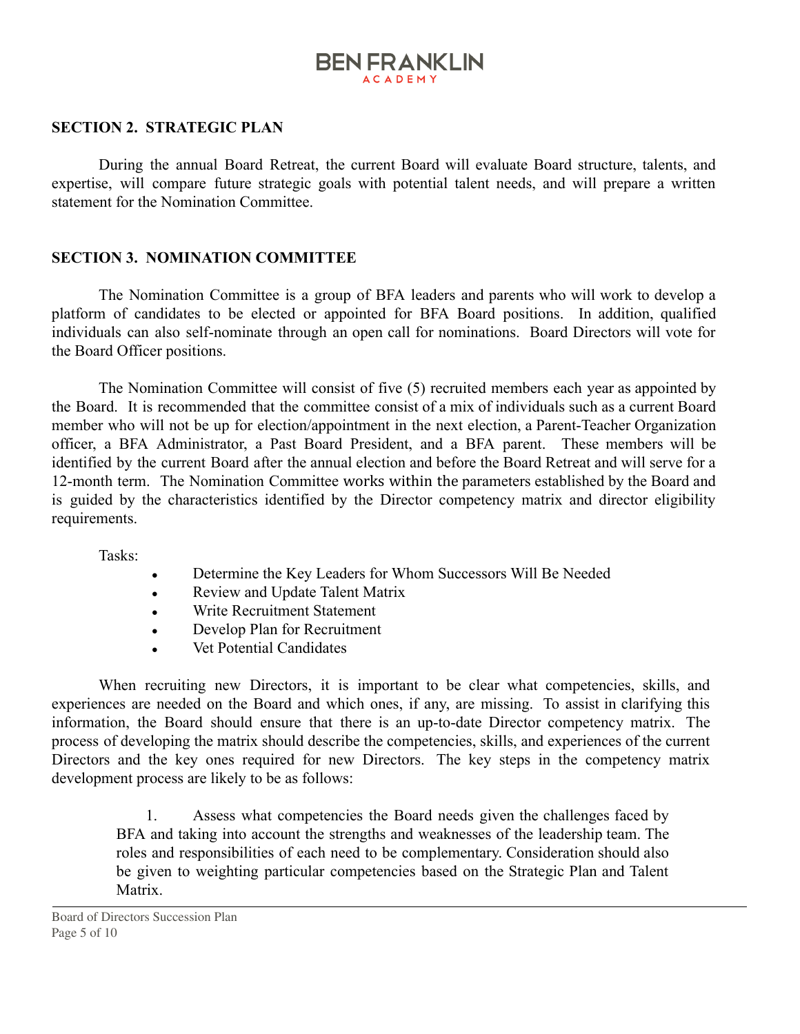## SECTION 2. STRATEGIC PLAN

During the annual Board Retreat, the current Board will evaluate Board structure, talents, and expertise, will compare future strategic goals with potential talent needs, and will prepare a written statement for the Nomination Committee.

## SECTION 3. NOMINATION COMMITTEE

The Nomination Committee is a group of BFA leaders and parents who will work to develop a platform of candidates to be elected or appointed for BFA Board positions. In addition, qualified individuals can also self-nominate through an open call for nominations. Board Directors will vote for the Board Officer positions.

The Nomination Committee will consist of five (5) recruited members each year as appointed by the Board. It is recommended that the committee consist of a mix of individuals such as a current Board member who will not be up for election/appointment in the next election, a Parent-Teacher Organization officer, a BFA Administrator, a Past Board President, and a BFA parent. These members will be identified by the current Board after the annual election and before the Board Retreat and will serve for a 12-month term. The Nomination Committee works within the parameters established by the Board and is guided by the characteristics identified by the Director competency matrix and director eligibility requirements.

Tasks:

- Determine the Key Leaders for Whom Successors Will Be Needed
- Review and Update Talent Matrix
- Write Recruitment Statement
- Develop Plan for Recruitment
- Vet Potential Candidates

When recruiting new Directors, it is important to be clear what competencies, skills, and experiences are needed on the Board and which ones, if any, are missing. To assist in clarifying this information, the Board should ensure that there is an up-to-date Director competency matrix. The process of developing the matrix should describe the competencies, skills, and experiences of the current Directors and the key ones required for new Directors. The key steps in the competency matrix development process are likely to be as follows:

1. Assess what competencies the Board needs given the challenges faced by BFA and taking into account the strengths and weaknesses of the leadership team. The roles and responsibilities of each need to be complementary. Consideration should also be given to weighting particular competencies based on the Strategic Plan and Talent Matrix.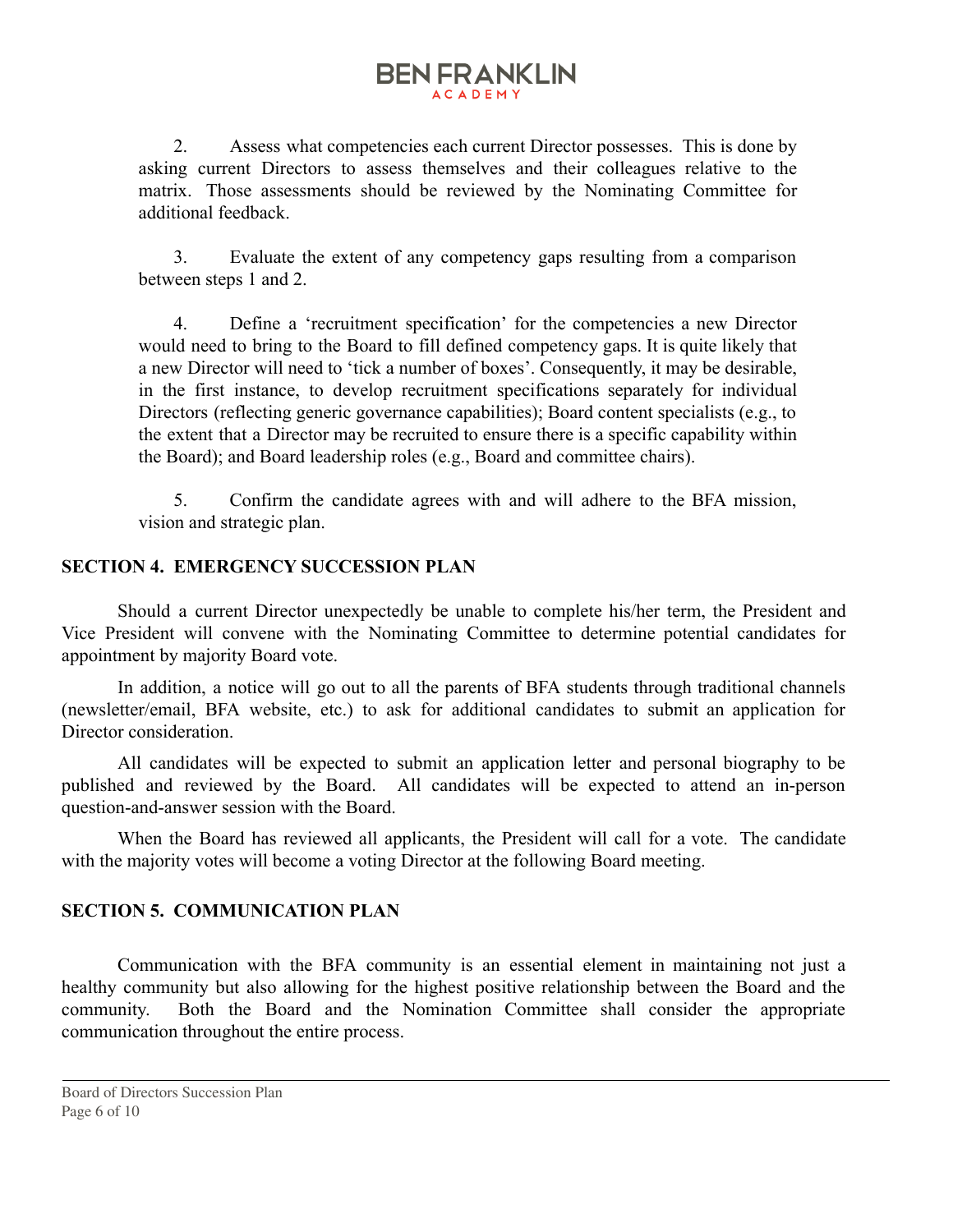2. Assess what competencies each current Director possesses. This is done by asking current Directors to assess themselves and their colleagues relative to the matrix. Those assessments should be reviewed by the Nominating Committee for additional feedback.

3. Evaluate the extent of any competency gaps resulting from a comparison between steps 1 and 2.

4. Define a 'recruitment specification' for the competencies a new Director would need to bring to the Board to fill defined competency gaps. It is quite likely that a new Director will need to 'tick a number of boxes'. Consequently, it may be desirable, in the first instance, to develop recruitment specifications separately for individual Directors (reflecting generic governance capabilities); Board content specialists (e.g., to the extent that a Director may be recruited to ensure there is a specific capability within the Board); and Board leadership roles (e.g., Board and committee chairs).

5. Confirm the candidate agrees with and will adhere to the BFA mission, vision and strategic plan.

## SECTION 4. EMERGENCY SUCCESSION PLAN

Should a current Director unexpectedly be unable to complete his/her term, the President and Vice President will convene with the Nominating Committee to determine potential candidates for appointment by majority Board vote.

In addition, a notice will go out to all the parents of BFA students through traditional channels (newsletter/email, BFA website, etc.) to ask for additional candidates to submit an application for Director consideration.

All candidates will be expected to submit an application letter and personal biography to be published and reviewed by the Board. All candidates will be expected to attend an in-person question-and-answer session with the Board.

When the Board has reviewed all applicants, the President will call for a vote. The candidate with the majority votes will become a voting Director at the following Board meeting.

## SECTION 5. COMMUNICATION PLAN

Communication with the BFA community is an essential element in maintaining not just a healthy community but also allowing for the highest positive relationship between the Board and the community. Both the Board and the Nomination Committee shall consider the appropriate communication throughout the entire process.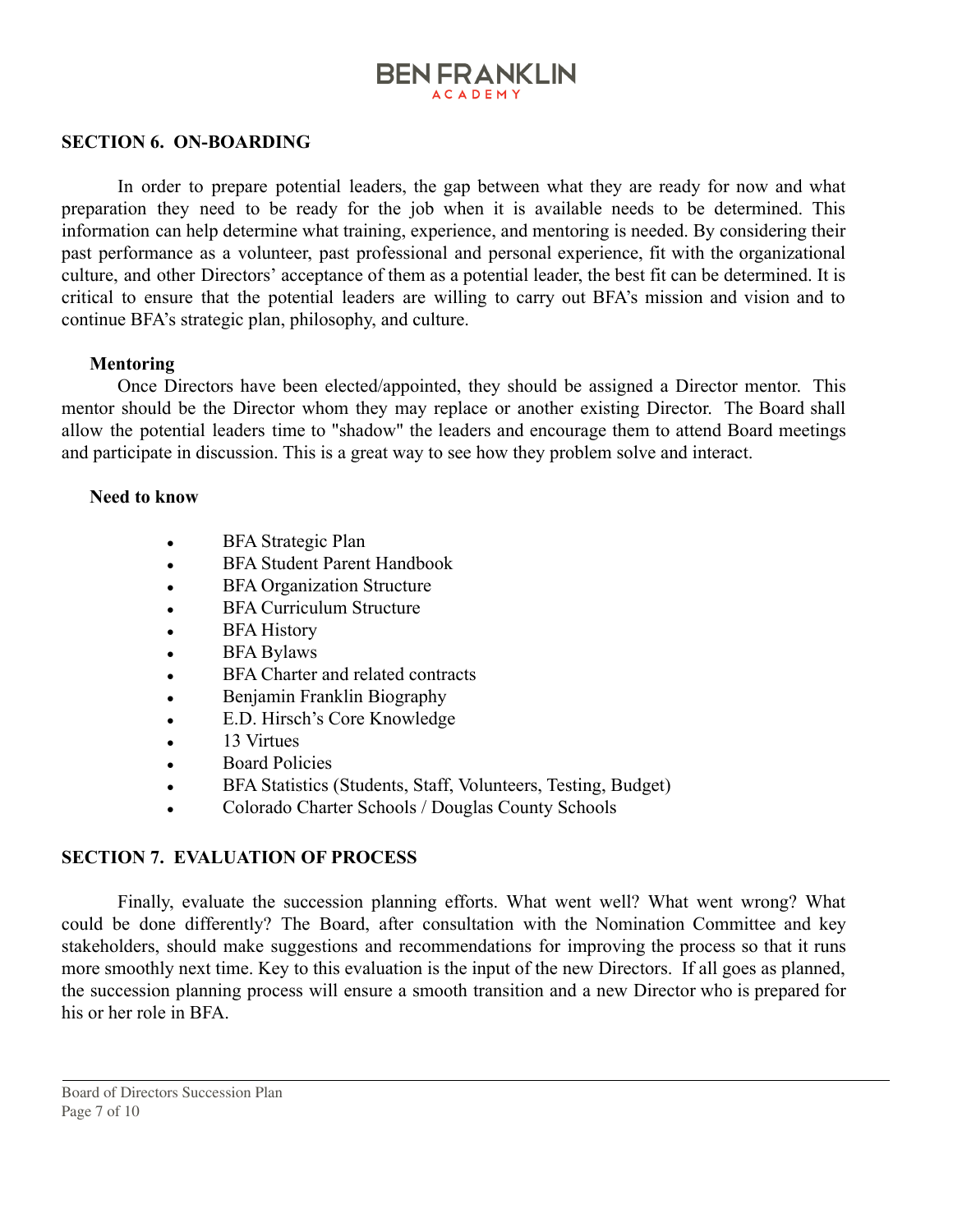## SECTION 6. ON-BOARDING

In order to prepare potential leaders, the gap between what they are ready for now and what preparation they need to be ready for the job when it is available needs to be determined. This information can help determine what training, experience, and mentoring is needed. By considering their past performance as a volunteer, past professional and personal experience, fit with the organizational culture, and other Directors' acceptance of them as a potential leader, the best fit can be determined. It is critical to ensure that the potential leaders are willing to carry out BFA's mission and vision and to continue BFA's strategic plan, philosophy, and culture.

### Mentoring

Once Directors have been elected/appointed, they should be assigned a Director mentor. This mentor should be the Director whom they may replace or another existing Director. The Board shall allow the potential leaders time to "shadow" the leaders and encourage them to attend Board meetings and participate in discussion. This is a great way to see how they problem solve and interact.

### Need to know

- BFA Strategic Plan
- BFA Student Parent Handbook
- BFA Organization Structure
- BFA Curriculum Structure
- BFA History
- BFA Bylaws
- BFA Charter and related contracts
- Benjamin Franklin Biography
- E.D. Hirsch's Core Knowledge
- 13 Virtues
- Board Policies
- BFA Statistics (Students, Staff, Volunteers, Testing, Budget)
- Colorado Charter Schools / Douglas County Schools

## SECTION 7. EVALUATION OF PROCESS

Finally, evaluate the succession planning efforts. What went well? What went wrong? What could be done differently? The Board, after consultation with the Nomination Committee and key stakeholders, should make suggestions and recommendations for improving the process so that it runs more smoothly next time. Key to this evaluation is the input of the new Directors. If all goes as planned, the succession planning process will ensure a smooth transition and a new Director who is prepared for his or her role in BFA.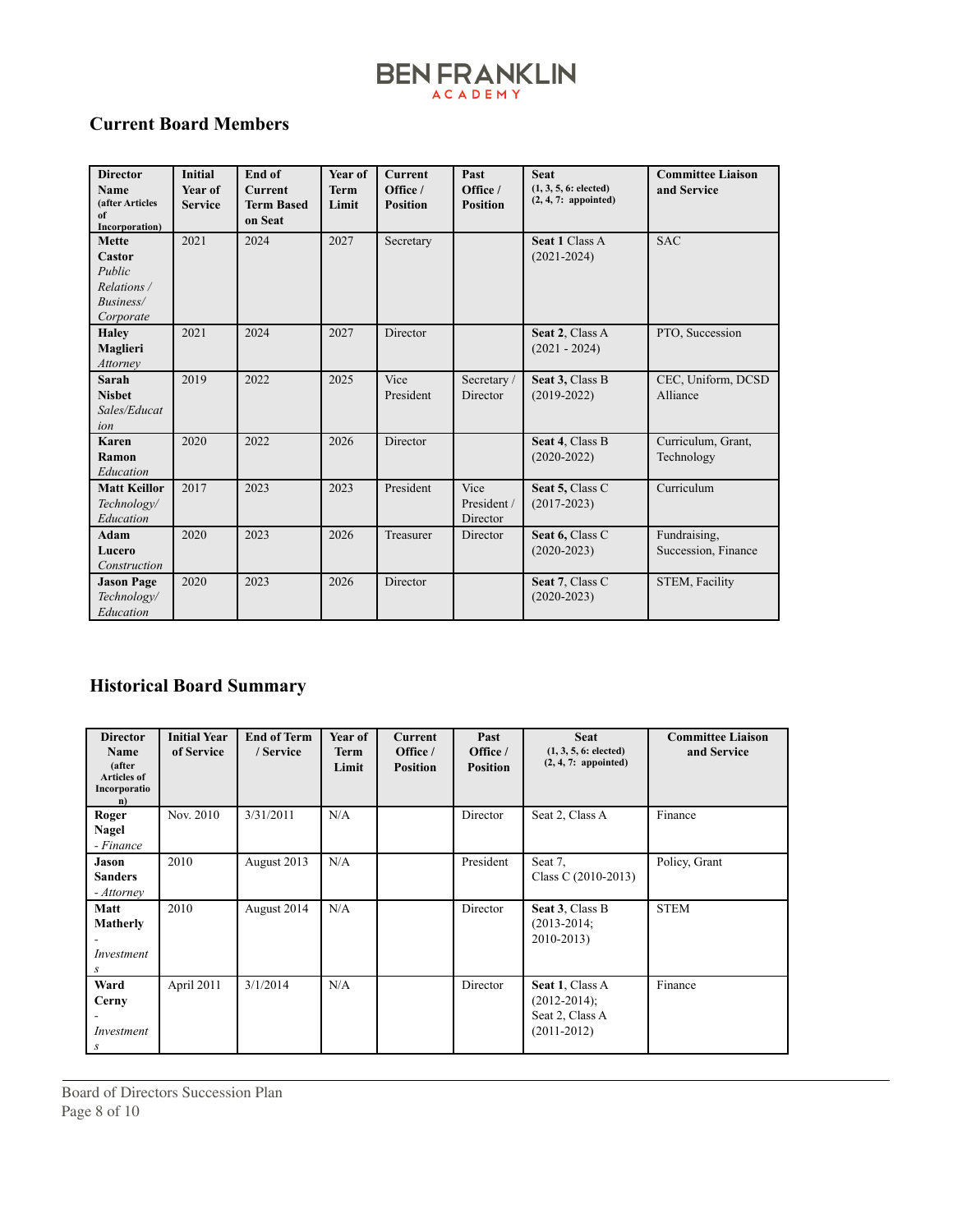## Current Board Members

| Director Name (after Articles of Incorporation) | Initial Year of Service | End of Current Term Based on Seat | Year of Term Limit | Current Office / Position | Past Office / Position | Seat (1, 3, 5, 6: elected) (2, 4, 7: appointed) | Committee Liaison and Service |
|---|---|---|---|---|---|---|---|
| **Mette Castor** *Public Relations / Business/ Corporate* | 2021 | 2024 | 2027 | Secretary | | **Seat 1** Class A (2021-2024) | SAC |
| **Haley Maglieri** *Attorney* | 2021 | 2024 | 2027 | Director | | **Seat 2**, Class A (2021 - 2024) | PTO, Succession |
| **Sarah Nisbet** *Sales/Education* | 2019 | 2022 | 2025 | Vice President | Secretary / Director | **Seat 3,** Class B (2019-2022) | CEC, Uniform, DCSD Alliance |
| **Karen Ramon** *Education* | 2020 | 2022 | 2026 | Director | | **Seat 4**, Class B (2020-2022) | Curriculum, Grant, Technology |
| **Matt Keillor** *Technology/ Education* | 2017 | 2023 | 2023 | President | Vice President / Director | **Seat 5,** Class C (2017-2023) | Curriculum |
| **Adam Lucero** *Construction* | 2020 | 2023 | 2026 | Treasurer | Director | **Seat 6,** Class C (2020-2023) | Fundraising, Succession, Finance |
| **Jason Page** *Technology/ Education* | 2020 | 2023 | 2026 | Director | | **Seat 7,** Class C (2020-2023) | STEM, Facility |

## Historical Board Summary

| Director Name (after Articles of Incorporation) | Initial Year of Service | End of Term / Service | Year of Term Limit | Current Office / Position | Past Office / Position | Seat (1, 3, 5, 6: elected) (2, 4, 7: appointed) | Committee Liaison and Service |
|---|---|---|---|---|---|---|---|
| **Roger Nagel** *- Finance* | Nov. 2010 | 3/31/2011 | N/A | | Director | Seat 2, Class A | Finance |
| **Jason Sanders** *- Attorney* | 2010 | August 2013 | N/A | | President | Seat 7, Class C (2010-2013) | Policy, Grant |
| **Matt Matherly** *- Investments* | 2010 | August 2014 | N/A | | Director | **Seat 3**, Class B (2013-2014; 2010-2013) | STEM |
| **Ward Cerny** *- Investments* | April 2011 | 3/1/2014 | N/A | | Director | **Seat 1**, Class A (2012-2014); Seat 2, Class A (2011-2012) | Finance |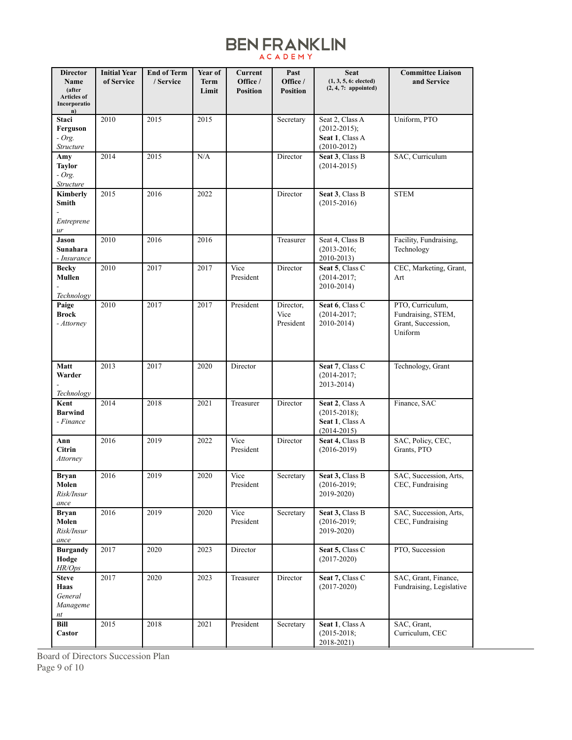# BEN FRANKLIN ACADEMY

| Director Name (after Articles of Incorporation) | Initial Year of Service | End of Term / Service | Year of Term Limit | Current Office / Position | Past Office / Position | Seat (1, 3, 5, 6: elected) (2, 4, 7: appointed) | Committee Liaison and Service |
|---|---|---|---|---|---|---|---|
| **Staci Ferguson** - *Org. Structure* | 2010 | 2015 | 2015 | | Secretary | Seat 2, Class A (2012-2015); **Seat 1**, Class A (2010-2012) | Uniform, PTO |
| **Amy Taylor** - *Org. Structure* | 2014 | 2015 | N/A | | Director | **Seat 3**, Class B (2014-2015) | SAC, Curriculum |
| **Kimberly Smith** - *Entrepreneur* | 2015 | 2016 | 2022 | | Director | **Seat 3**, Class B (2015-2016) | STEM |
| **Jason Sunahara** - *Insurance* | 2010 | 2016 | 2016 | | Treasurer | Seat 4, Class B (2013-2016; 2010-2013) | Facility, Fundraising, Technology |
| **Becky Mullen** - *Technology* | 2010 | 2017 | 2017 | Vice President | Director | **Seat 5**, Class C (2014-2017; 2010-2014) | CEC, Marketing, Grant, Art |
| **Paige Brock** - *Attorney* | 2010 | 2017 | 2017 | President | Director, Vice President | **Seat 6**, Class C (2014-2017; 2010-2014) | PTO, Curriculum, Fundraising, STEM, Grant, Succession, Uniform |
| **Matt Warder** - *Technology* | 2013 | 2017 | 2020 | Director | | **Seat 7**, Class C (2014-2017; 2013-2014) | Technology, Grant |
| **Kent Barwind** - *Finance* | 2014 | 2018 | 2021 | Treasurer | Director | **Seat 2**, Class A (2015-2018); **Seat 1**, Class A (2014-2015) | Finance, SAC |
| **Ann Citrin** *Attorney* | 2016 | 2019 | 2022 | Vice President | Director | **Seat 4,** Class B (2016-2019) | SAC, Policy, CEC, Grants, PTO |
| **Bryan Molen** *Risk/Insurance* | 2016 | 2019 | 2020 | Vice President | Secretary | **Seat 3,** Class B (2016-2019; 2019-2020) | SAC, Succession, Arts, CEC, Fundraising |
| **Bryan Molen** *Risk/Insurance* | 2016 | 2019 | 2020 | Vice President | Secretary | **Seat 3,** Class B (2016-2019; 2019-2020) | SAC, Succession, Arts, CEC, Fundraising |
| **Burgandy Hodge** *HR/Ops* | 2017 | 2020 | 2023 | Director | | **Seat 5,** Class C (2017-2020) | PTO, Succession |
| **Steve Haas** *General Management* | 2017 | 2020 | 2023 | Treasurer | Director | **Seat 7,** Class C (2017-2020) | SAC, Grant, Finance, Fundraising, Legislative |
| **Bill Castor** | 2015 | 2018 | 2021 | President | Secretary | **Seat 1**, Class A (2015-2018; 2018-2021) | SAC, Grant, Curriculum, CEC |

Board of Directors Succession Plan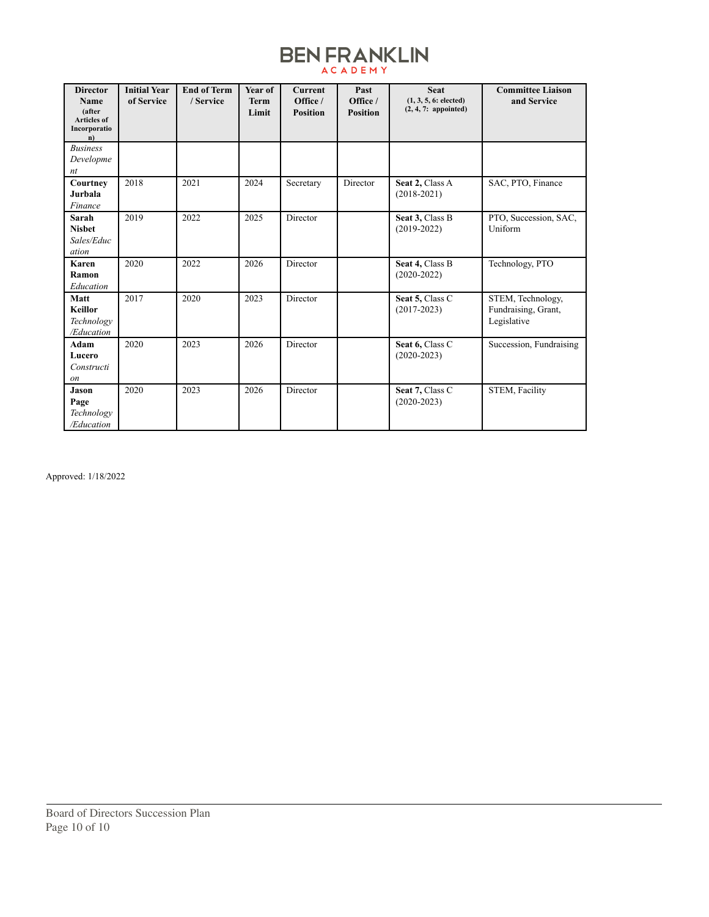| **Director Name** (after Articles of Incorporation) | **Initial Year of Service** | **End of Term / Service** | **Year of Term Limit** | **Current Office / Position** | **Past Office / Position** | **Seat** (1, 3, 5, 6: elected) (2, 4, 7: appointed) | **Committee Liaison and Service** |
|---|---|---|---|---|---|---|---|
| *Business Development* | | | | | | | |
| **Courtney Jurbala** *Finance* | 2018 | 2021 | 2024 | Secretary | Director | **Seat 2,** Class A (2018-2021) | SAC, PTO, Finance |
| **Sarah Nisbet** *Sales/Education* | 2019 | 2022 | 2025 | Director | | **Seat 3,** Class B (2019-2022) | PTO, Succession, SAC, Uniform |
| **Karen Ramon** *Education* | 2020 | 2022 | 2026 | Director | | **Seat 4,** Class B (2020-2022) | Technology, PTO |
| **Matt Keillor** *Technology /Education* | 2017 | 2020 | 2023 | Director | | **Seat 5,** Class C (2017-2023) | STEM, Technology, Fundraising, Grant, Legislative |
| **Adam Lucero** *Construction* | 2020 | 2023 | 2026 | Director | | **Seat 6,** Class C (2020-2023) | Succession, Fundraising |
| **Jason Page** *Technology /Education* | 2020 | 2023 | 2026 | Director | | **Seat 7,** Class C (2020-2023) | STEM, Facility |

Approved: 1/18/2022